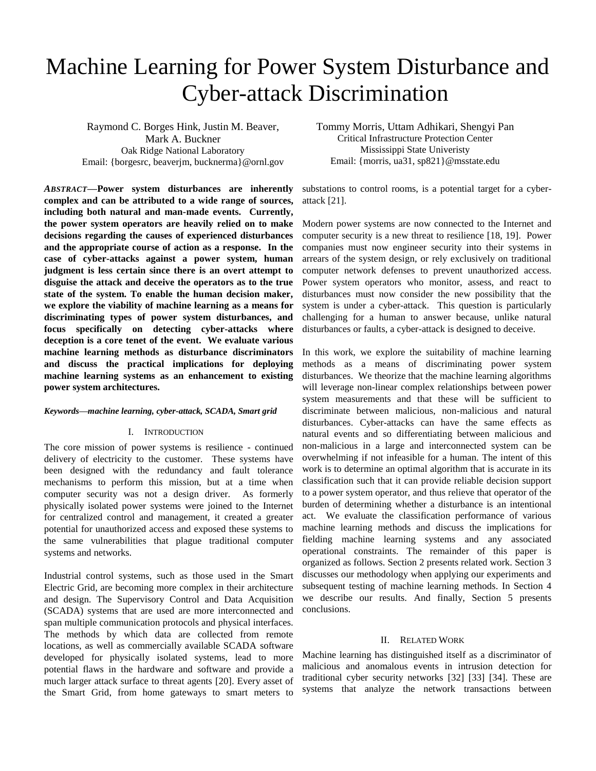# Machine Learning for Power System Disturbance and Cyber-attack Discrimination

Raymond C. Borges Hink, Justin M. Beaver, Mark A. Buckner
Oak Ridge National Laboratory
Email: {borgesrc, beaverjm, bucknerma}@ornl.gov

Tommy Morris, Uttam Adhikari, Shengyi Pan
Critical Infrastructure Protection Center
Mississippi State Univeristy
Email: {morris, ua31, sp821}@msstate.edu

***Abstract*—Power system disturbances are inherently complex and can be attributed to a wide range of sources, including both natural and man-made events. Currently, the power system operators are heavily relied on to make decisions regarding the causes of experienced disturbances and the appropriate course of action as a response. In the case of cyber-attacks against a power system, human judgment is less certain since there is an overt attempt to disguise the attack and deceive the operators as to the true state of the system. To enable the human decision maker, we explore the viability of machine learning as a means for discriminating types of power system disturbances, and focus specifically on detecting cyber-attacks where deception is a core tenet of the event. We evaluate various machine learning methods as disturbance discriminators and discuss the practical implications for deploying machine learning systems as an enhancement to existing power system architectures.**

***Keywords—machine learning, cyber-attack, SCADA, Smart grid***

## I. Introduction

The core mission of power systems is resilience - continued delivery of electricity to the customer. These systems have been designed with the redundancy and fault tolerance mechanisms to perform this mission, but at a time when computer security was not a design driver. As formerly physically isolated power systems were joined to the Internet for centralized control and management, it created a greater potential for unauthorized access and exposed these systems to the same vulnerabilities that plague traditional computer systems and networks.

Industrial control systems, such as those used in the Smart Electric Grid, are becoming more complex in their architecture and design. The Supervisory Control and Data Acquisition (SCADA) systems that are used are more interconnected and span multiple communication protocols and physical interfaces. The methods by which data are collected from remote locations, as well as commercially available SCADA software developed for physically isolated systems, lead to more potential flaws in the hardware and software and provide a much larger attack surface to threat agents [20]. Every asset of the Smart Grid, from home gateways to smart meters to substations to control rooms, is a potential target for a cyber-attack [21].

Modern power systems are now connected to the Internet and computer security is a new threat to resilience [18, 19]. Power companies must now engineer security into their systems in arrears of the system design, or rely exclusively on traditional computer network defenses to prevent unauthorized access. Power system operators who monitor, assess, and react to disturbances must now consider the new possibility that the system is under a cyber-attack. This question is particularly challenging for a human to answer because, unlike natural disturbances or faults, a cyber-attack is designed to deceive.

In this work, we explore the suitability of machine learning methods as a means of discriminating power system disturbances. We theorize that the machine learning algorithms will leverage non-linear complex relationships between power system measurements and that these will be sufficient to discriminate between malicious, non-malicious and natural disturbances. Cyber-attacks can have the same effects as natural events and so differentiating between malicious and non-malicious in a large and interconnected system can be overwhelming if not infeasible for a human. The intent of this work is to determine an optimal algorithm that is accurate in its classification such that it can provide reliable decision support to a power system operator, and thus relieve that operator of the burden of determining whether a disturbance is an intentional act. We evaluate the classification performance of various machine learning methods and discuss the implications for fielding machine learning systems and any associated operational constraints. The remainder of this paper is organized as follows. Section 2 presents related work. Section 3 discusses our methodology when applying our experiments and subsequent testing of machine learning methods. In Section 4 we describe our results. And finally, Section 5 presents conclusions.

## II. Related Work

Machine learning has distinguished itself as a discriminator of malicious and anomalous events in intrusion detection for traditional cyber security networks [32] [33] [34]. These are systems that analyze the network transactions between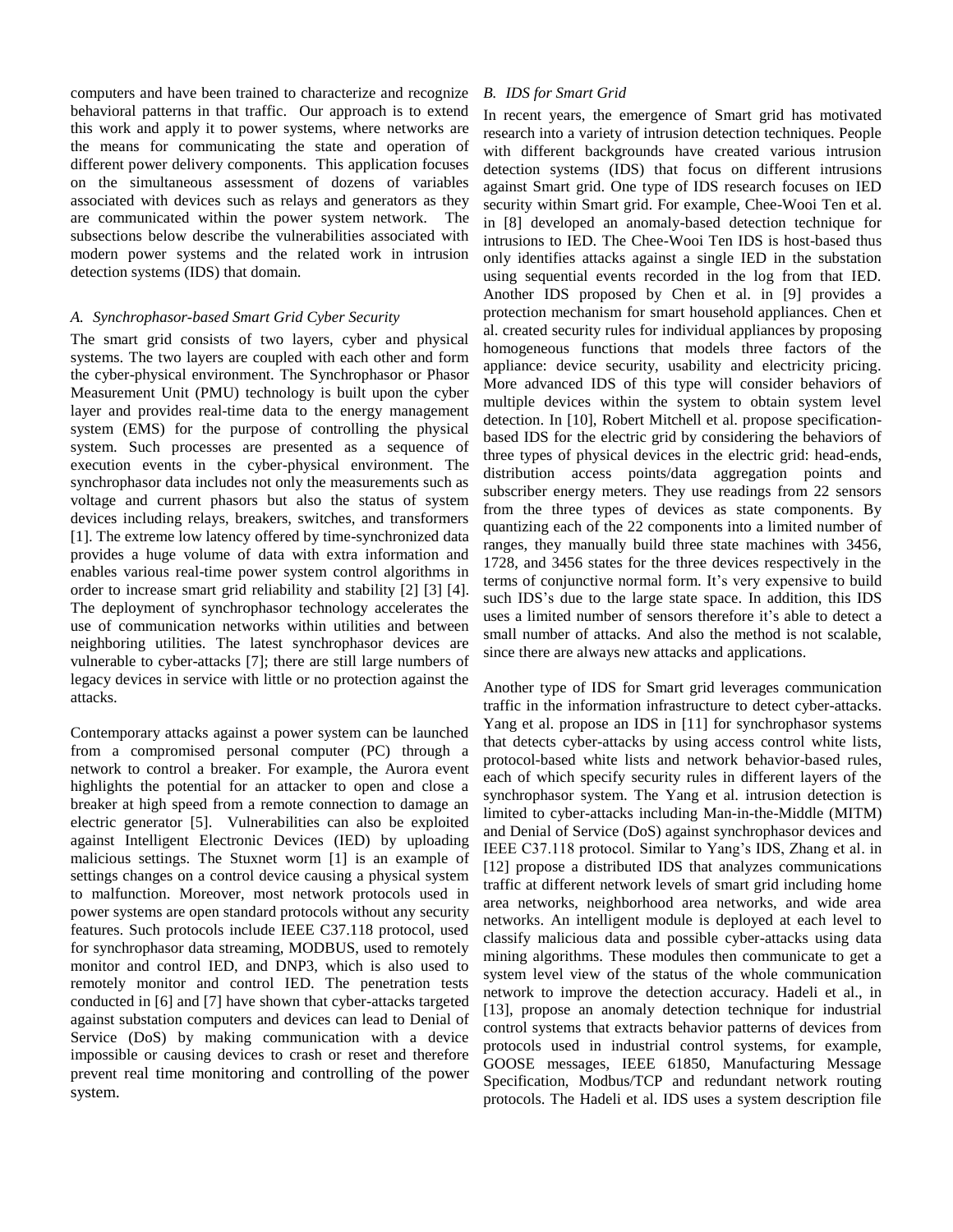computers and have been trained to characterize and recognize behavioral patterns in that traffic. Our approach is to extend this work and apply it to power systems, where networks are the means for communicating the state and operation of different power delivery components. This application focuses on the simultaneous assessment of dozens of variables associated with devices such as relays and generators as they are communicated within the power system network. The subsections below describe the vulnerabilities associated with modern power systems and the related work in intrusion detection systems (IDS) that domain.

### *A. Synchrophasor-based Smart Grid Cyber Security*

The smart grid consists of two layers, cyber and physical systems. The two layers are coupled with each other and form the cyber-physical environment. The Synchrophasor or Phasor Measurement Unit (PMU) technology is built upon the cyber layer and provides real-time data to the energy management system (EMS) for the purpose of controlling the physical system. Such processes are presented as a sequence of execution events in the cyber-physical environment. The synchrophasor data includes not only the measurements such as voltage and current phasors but also the status of system devices including relays, breakers, switches, and transformers [1]. The extreme low latency offered by time-synchronized data provides a huge volume of data with extra information and enables various real-time power system control algorithms in order to increase smart grid reliability and stability [2] [3] [4]. The deployment of synchrophasor technology accelerates the use of communication networks within utilities and between neighboring utilities. The latest synchrophasor devices are vulnerable to cyber-attacks [7]; there are still large numbers of legacy devices in service with little or no protection against the attacks.

Contemporary attacks against a power system can be launched from a compromised personal computer (PC) through a network to control a breaker. For example, the Aurora event highlights the potential for an attacker to open and close a breaker at high speed from a remote connection to damage an electric generator [5]. Vulnerabilities can also be exploited against Intelligent Electronic Devices (IED) by uploading malicious settings. The Stuxnet worm [1] is an example of settings changes on a control device causing a physical system to malfunction. Moreover, most network protocols used in power systems are open standard protocols without any security features. Such protocols include IEEE C37.118 protocol, used for synchrophasor data streaming, MODBUS, used to remotely monitor and control IED, and DNP3, which is also used to remotely monitor and control IED. The penetration tests conducted in [6] and [7] have shown that cyber-attacks targeted against substation computers and devices can lead to Denial of Service (DoS) by making communication with a device impossible or causing devices to crash or reset and therefore prevent real time monitoring and controlling of the power system.

### *B. IDS for Smart Grid*

In recent years, the emergence of Smart grid has motivated research into a variety of intrusion detection techniques. People with different backgrounds have created various intrusion detection systems (IDS) that focus on different intrusions against Smart grid. One type of IDS research focuses on IED security within Smart grid. For example, Chee-Wooi Ten et al. in [8] developed an anomaly-based detection technique for intrusions to IED. The Chee-Wooi Ten IDS is host-based thus only identifies attacks against a single IED in the substation using sequential events recorded in the log from that IED. Another IDS proposed by Chen et al. in [9] provides a protection mechanism for smart household appliances. Chen et al. created security rules for individual appliances by proposing homogeneous functions that models three factors of the appliance: device security, usability and electricity pricing. More advanced IDS of this type will consider behaviors of multiple devices within the system to obtain system level detection. In [10], Robert Mitchell et al. propose specification-based IDS for the electric grid by considering the behaviors of three types of physical devices in the electric grid: head-ends, distribution access points/data aggregation points and subscriber energy meters. They use readings from 22 sensors from the three types of devices as state components. By quantizing each of the 22 components into a limited number of ranges, they manually build three state machines with 3456, 1728, and 3456 states for the three devices respectively in the terms of conjunctive normal form. It's very expensive to build such IDS's due to the large state space. In addition, this IDS uses a limited number of sensors therefore it's able to detect a small number of attacks. And also the method is not scalable, since there are always new attacks and applications.

Another type of IDS for Smart grid leverages communication traffic in the information infrastructure to detect cyber-attacks. Yang et al. propose an IDS in [11] for synchrophasor systems that detects cyber-attacks by using access control white lists, protocol-based white lists and network behavior-based rules, each of which specify security rules in different layers of the synchrophasor system. The Yang et al. intrusion detection is limited to cyber-attacks including Man-in-the-Middle (MITM) and Denial of Service (DoS) against synchrophasor devices and IEEE C37.118 protocol. Similar to Yang's IDS, Zhang et al. in [12] propose a distributed IDS that analyzes communications traffic at different network levels of smart grid including home area networks, neighborhood area networks, and wide area networks. An intelligent module is deployed at each level to classify malicious data and possible cyber-attacks using data mining algorithms. These modules then communicate to get a system level view of the status of the whole communication network to improve the detection accuracy. Hadeli et al., in [13], propose an anomaly detection technique for industrial control systems that extracts behavior patterns of devices from protocols used in industrial control systems, for example, GOOSE messages, IEEE 61850, Manufacturing Message Specification, Modbus/TCP and redundant network routing protocols. The Hadeli et al. IDS uses a system description file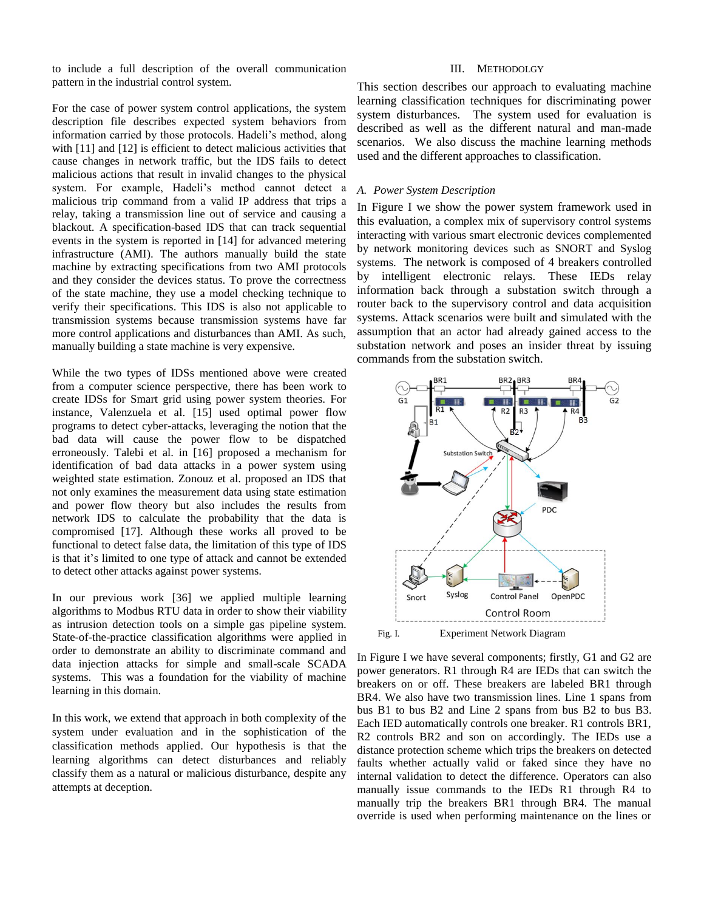to include a full description of the overall communication pattern in the industrial control system.

For the case of power system control applications, the system description file describes expected system behaviors from information carried by those protocols. Hadeli's method, along with [11] and [12] is efficient to detect malicious activities that cause changes in network traffic, but the IDS fails to detect malicious actions that result in invalid changes to the physical system. For example, Hadeli's method cannot detect a malicious trip command from a valid IP address that trips a relay, taking a transmission line out of service and causing a blackout. A specification-based IDS that can track sequential events in the system is reported in [14] for advanced metering infrastructure (AMI). The authors manually build the state machine by extracting specifications from two AMI protocols and they consider the devices status. To prove the correctness of the state machine, they use a model checking technique to verify their specifications. This IDS is also not applicable to transmission systems because transmission systems have far more control applications and disturbances than AMI. As such, manually building a state machine is very expensive.

While the two types of IDSs mentioned above were created from a computer science perspective, there has been work to create IDSs for Smart grid using power system theories. For instance, Valenzuela et al. [15] used optimal power flow programs to detect cyber-attacks, leveraging the notion that the bad data will cause the power flow to be dispatched erroneously. Talebi et al. in [16] proposed a mechanism for identification of bad data attacks in a power system using weighted state estimation. Zonouz et al. proposed an IDS that not only examines the measurement data using state estimation and power flow theory but also includes the results from network IDS to calculate the probability that the data is compromised [17]. Although these works all proved to be functional to detect false data, the limitation of this type of IDS is that it's limited to one type of attack and cannot be extended to detect other attacks against power systems.

In our previous work [36] we applied multiple learning algorithms to Modbus RTU data in order to show their viability as intrusion detection tools on a simple gas pipeline system. State-of-the-practice classification algorithms were applied in order to demonstrate an ability to discriminate command and data injection attacks for simple and small-scale SCADA systems. This was a foundation for the viability of machine learning in this domain.

In this work, we extend that approach in both complexity of the system under evaluation and in the sophistication of the classification methods applied. Our hypothesis is that the learning algorithms can detect disturbances and reliably classify them as a natural or malicious disturbance, despite any attempts at deception.

## III. Methodolgy

This section describes our approach to evaluating machine learning classification techniques for discriminating power system disturbances. The system used for evaluation is described as well as the different natural and man-made scenarios. We also discuss the machine learning methods used and the different approaches to classification.

### A. *Power System Description*

In Figure I we show the power system framework used in this evaluation, a complex mix of supervisory control systems interacting with various smart electronic devices complemented by network monitoring devices such as SNORT and Syslog systems. The network is composed of 4 breakers controlled by intelligent electronic relays. These IEDs relay information back through a substation switch through a router back to the supervisory control and data acquisition systems. Attack scenarios were built and simulated with the assumption that an actor had already gained access to the substation network and poses an insider threat by issuing commands from the substation switch.

Fig. I. Experiment Network Diagram

In Figure I we have several components; firstly, G1 and G2 are power generators. R1 through R4 are IEDs that can switch the breakers on or off. These breakers are labeled BR1 through BR4. We also have two transmission lines. Line 1 spans from bus B1 to bus B2 and Line 2 spans from bus B2 to bus B3. Each IED automatically controls one breaker. R1 controls BR1, R2 controls BR2 and son on accordingly. The IEDs use a distance protection scheme which trips the breakers on detected faults whether actually valid or faked since they have no internal validation to detect the difference. Operators can also manually issue commands to the IEDs R1 through R4 to manually trip the breakers BR1 through BR4. The manual override is used when performing maintenance on the lines or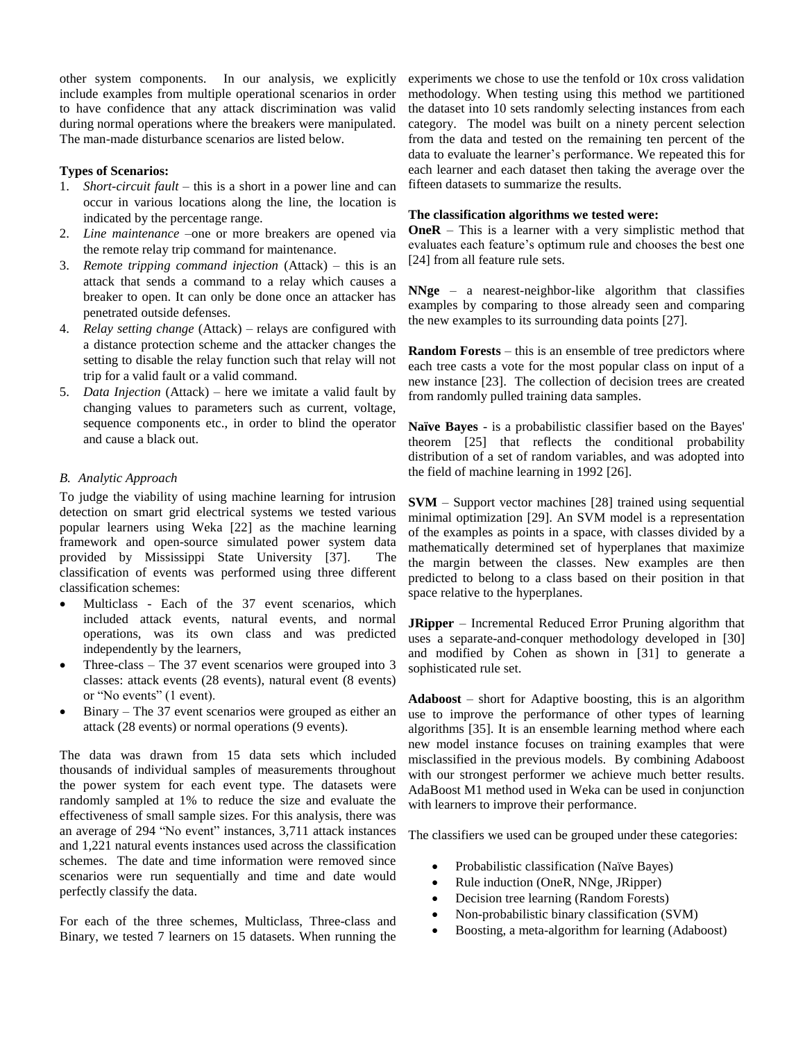other system components. In our analysis, we explicitly include examples from multiple operational scenarios in order to have confidence that any attack discrimination was valid during normal operations where the breakers were manipulated. The man-made disturbance scenarios are listed below.

**Types of Scenarios:**

1. *Short-circuit fault* – this is a short in a power line and can occur in various locations along the line, the location is indicated by the percentage range.
2. *Line maintenance* –one or more breakers are opened via the remote relay trip command for maintenance.
3. *Remote tripping command injection* (Attack) – this is an attack that sends a command to a relay which causes a breaker to open. It can only be done once an attacker has penetrated outside defenses.
4. *Relay setting change* (Attack) – relays are configured with a distance protection scheme and the attacker changes the setting to disable the relay function such that relay will not trip for a valid fault or a valid command.
5. *Data Injection* (Attack) – here we imitate a valid fault by changing values to parameters such as current, voltage, sequence components etc., in order to blind the operator and cause a black out.

### *B. Analytic Approach*

To judge the viability of using machine learning for intrusion detection on smart grid electrical systems we tested various popular learners using Weka [22] as the machine learning framework and open-source simulated power system data provided by Mississippi State University [37]. The classification of events was performed using three different classification schemes:

- Multiclass - Each of the 37 event scenarios, which included attack events, natural events, and normal operations, was its own class and was predicted independently by the learners,
- Three-class – The 37 event scenarios were grouped into 3 classes: attack events (28 events), natural event (8 events) or "No events" (1 event).
- Binary – The 37 event scenarios were grouped as either an attack (28 events) or normal operations (9 events).

The data was drawn from 15 data sets which included thousands of individual samples of measurements throughout the power system for each event type. The datasets were randomly sampled at 1% to reduce the size and evaluate the effectiveness of small sample sizes. For this analysis, there was an average of 294 "No event" instances, 3,711 attack instances and 1,221 natural events instances used across the classification schemes. The date and time information were removed since scenarios were run sequentially and time and date would perfectly classify the data.

For each of the three schemes, Multiclass, Three-class and Binary, we tested 7 learners on 15 datasets. When running the experiments we chose to use the tenfold or 10x cross validation methodology. When testing using this method we partitioned the dataset into 10 sets randomly selecting instances from each category. The model was built on a ninety percent selection from the data and tested on the remaining ten percent of the data to evaluate the learner's performance. We repeated this for each learner and each dataset then taking the average over the fifteen datasets to summarize the results.

**The classification algorithms we tested were:**

**OneR** – This is a learner with a very simplistic method that evaluates each feature's optimum rule and chooses the best one [24] from all feature rule sets.

**NNge** – a nearest-neighbor-like algorithm that classifies examples by comparing to those already seen and comparing the new examples to its surrounding data points [27].

**Random Forests** – this is an ensemble of tree predictors where each tree casts a vote for the most popular class on input of a new instance [23]. The collection of decision trees are created from randomly pulled training data samples.

**Naïve Bayes** - is a probabilistic classifier based on the Bayes' theorem [25] that reflects the conditional probability distribution of a set of random variables, and was adopted into the field of machine learning in 1992 [26].

**SVM** – Support vector machines [28] trained using sequential minimal optimization [29]. An SVM model is a representation of the examples as points in a space, with classes divided by a mathematically determined set of hyperplanes that maximize the margin between the classes. New examples are then predicted to belong to a class based on their position in that space relative to the hyperplanes.

**JRipper** – Incremental Reduced Error Pruning algorithm that uses a separate-and-conquer methodology developed in [30] and modified by Cohen as shown in [31] to generate a sophisticated rule set.

**Adaboost** – short for Adaptive boosting, this is an algorithm use to improve the performance of other types of learning algorithms [35]. It is an ensemble learning method where each new model instance focuses on training examples that were misclassified in the previous models. By combining Adaboost with our strongest performer we achieve much better results. AdaBoost M1 method used in Weka can be used in conjunction with learners to improve their performance.

The classifiers we used can be grouped under these categories:

- Probabilistic classification (Naïve Bayes)
- Rule induction (OneR, NNge, JRipper)
- Decision tree learning (Random Forests)
- Non-probabilistic binary classification (SVM)
- Boosting, a meta-algorithm for learning (Adaboost)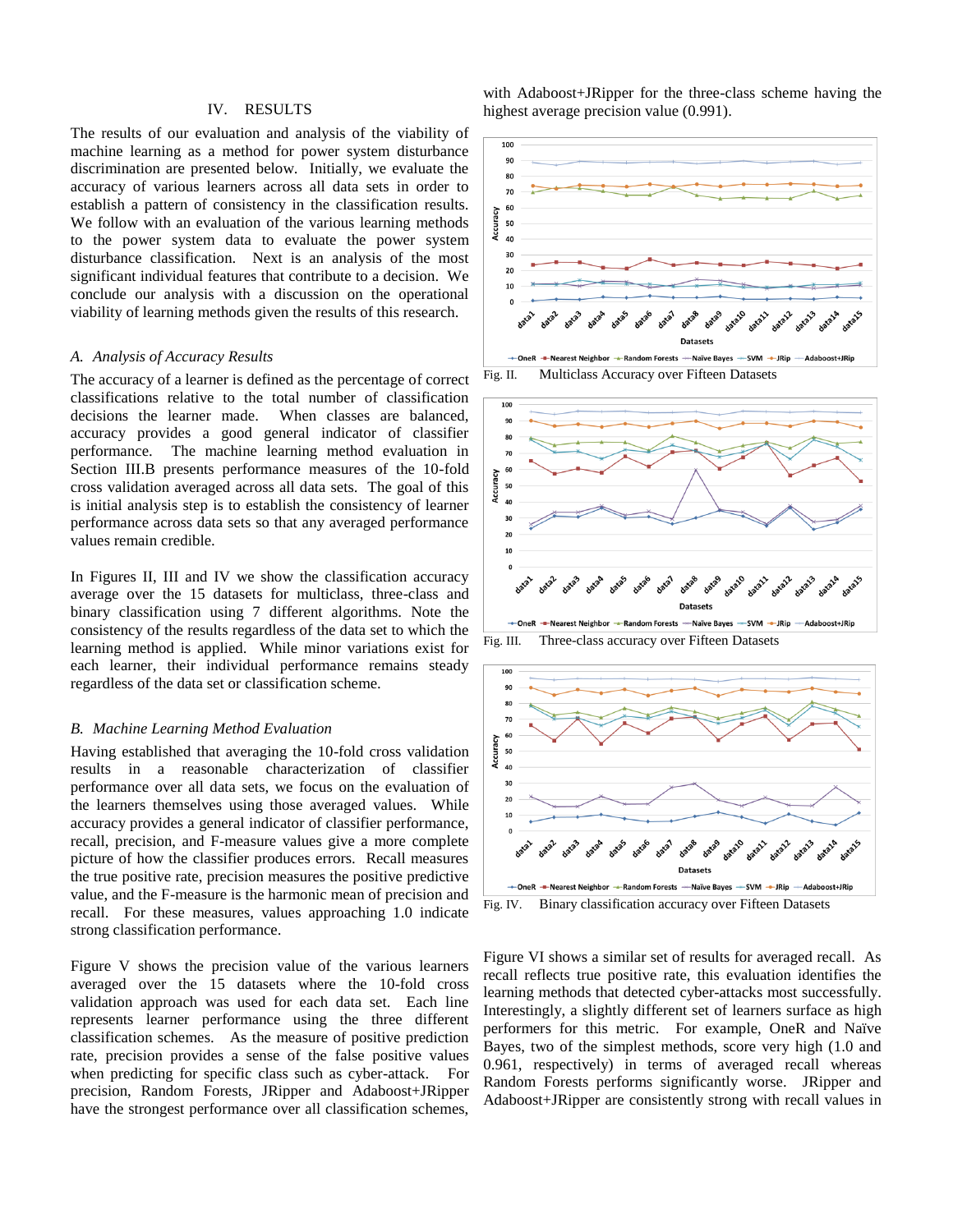## IV. RESULTS

The results of our evaluation and analysis of the viability of machine learning as a method for power system disturbance discrimination are presented below. Initially, we evaluate the accuracy of various learners across all data sets in order to establish a pattern of consistency in the classification results. We follow with an evaluation of the various learning methods to the power system data to evaluate the power system disturbance classification. Next is an analysis of the most significant individual features that contribute to a decision. We conclude our analysis with a discussion on the operational viability of learning methods given the results of this research.

### *A. Analysis of Accuracy Results*

The accuracy of a learner is defined as the percentage of correct classifications relative to the total number of classification decisions the learner made. When classes are balanced, accuracy provides a good general indicator of classifier performance. The machine learning method evaluation in Section III.B presents performance measures of the 10-fold cross validation averaged across all data sets. The goal of this is initial analysis step is to establish the consistency of learner performance across data sets so that any averaged performance values remain credible.

In Figures II, III and IV we show the classification accuracy average over the 15 datasets for multiclass, three-class and binary classification using 7 different algorithms. Note the consistency of the results regardless of the data set to which the learning method is applied. While minor variations exist for each learner, their individual performance remains steady regardless of the data set or classification scheme.

### *B. Machine Learning Method Evaluation*

Having established that averaging the 10-fold cross validation results in a reasonable characterization of classifier performance over all data sets, we focus on the evaluation of the learners themselves using those averaged values. While accuracy provides a general indicator of classifier performance, recall, precision, and F-measure values give a more complete picture of how the classifier produces errors. Recall measures the true positive rate, precision measures the positive predictive value, and the F-measure is the harmonic mean of precision and recall. For these measures, values approaching 1.0 indicate strong classification performance.

Figure V shows the precision value of the various learners averaged over the 15 datasets where the 10-fold cross validation approach was used for each data set. Each line represents learner performance using the three different classification schemes. As the measure of positive prediction rate, precision provides a sense of the false positive values when predicting for specific class such as cyber-attack. For precision, Random Forests, JRipper and Adaboost+JRipper have the strongest performance over all classification schemes, with Adaboost+JRipper for the three-class scheme having the highest average precision value (0.991).

Fig. II. Multiclass Accuracy over Fifteen Datasets

Fig. III. Three-class accuracy over Fifteen Datasets

Fig. IV. Binary classification accuracy over Fifteen Datasets

Figure VI shows a similar set of results for averaged recall. As recall reflects true positive rate, this evaluation identifies the learning methods that detected cyber-attacks most successfully. Interestingly, a slightly different set of learners surface as high performers for this metric. For example, OneR and Naïve Bayes, two of the simplest methods, score very high (1.0 and 0.961, respectively) in terms of averaged recall whereas Random Forests performs significantly worse. JRipper and Adaboost+JRipper are consistently strong with recall values in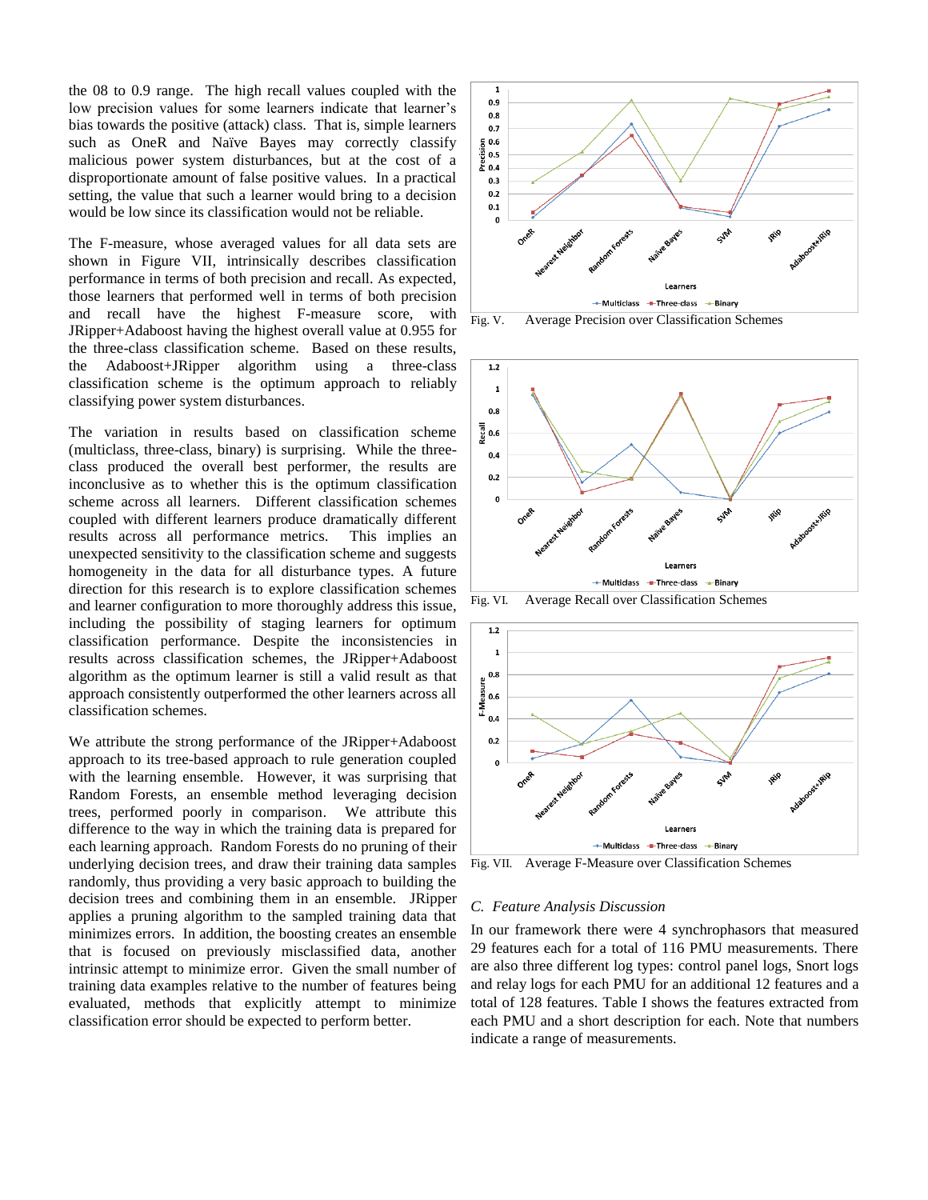the 08 to 0.9 range. The high recall values coupled with the low precision values for some learners indicate that learner's bias towards the positive (attack) class. That is, simple learners such as OneR and Naïve Bayes may correctly classify malicious power system disturbances, but at the cost of a disproportionate amount of false positive values. In a practical setting, the value that such a learner would bring to a decision would be low since its classification would not be reliable.

The F-measure, whose averaged values for all data sets are shown in Figure VII, intrinsically describes classification performance in terms of both precision and recall. As expected, those learners that performed well in terms of both precision and recall have the highest F-measure score, with JRipper+Adaboost having the highest overall value at 0.955 for the three-class classification scheme. Based on these results, the Adaboost+JRipper algorithm using a three-class classification scheme is the optimum approach to reliably classifying power system disturbances.

The variation in results based on classification scheme (multiclass, three-class, binary) is surprising. While the three-class produced the overall best performer, the results are inconclusive as to whether this is the optimum classification scheme across all learners. Different classification schemes coupled with different learners produce dramatically different results across all performance metrics. This implies an unexpected sensitivity to the classification scheme and suggests homogeneity in the data for all disturbance types. A future direction for this research is to explore classification schemes and learner configuration to more thoroughly address this issue, including the possibility of staging learners for optimum classification performance. Despite the inconsistencies in results across classification schemes, the JRipper+Adaboost algorithm as the optimum learner is still a valid result as that approach consistently outperformed the other learners across all classification schemes.

We attribute the strong performance of the JRipper+Adaboost approach to its tree-based approach to rule generation coupled with the learning ensemble. However, it was surprising that Random Forests, an ensemble method leveraging decision trees, performed poorly in comparison. We attribute this difference to the way in which the training data is prepared for each learning approach. Random Forests do no pruning of their underlying decision trees, and draw their training data samples randomly, thus providing a very basic approach to building the decision trees and combining them in an ensemble. JRipper applies a pruning algorithm to the sampled training data that minimizes errors. In addition, the boosting creates an ensemble that is focused on previously misclassified data, another intrinsic attempt to minimize error. Given the small number of training data examples relative to the number of features being evaluated, methods that explicitly attempt to minimize classification error should be expected to perform better.

Fig. V. Average Precision over Classification Schemes

Fig. VI. Average Recall over Classification Schemes

Fig. VII. Average F-Measure over Classification Schemes

### C. *Feature Analysis Discussion*

In our framework there were 4 synchrophasors that measured 29 features each for a total of 116 PMU measurements. There are also three different log types: control panel logs, Snort logs and relay logs for each PMU for an additional 12 features and a total of 128 features. Table I shows the features extracted from each PMU and a short description for each. Note that numbers indicate a range of measurements.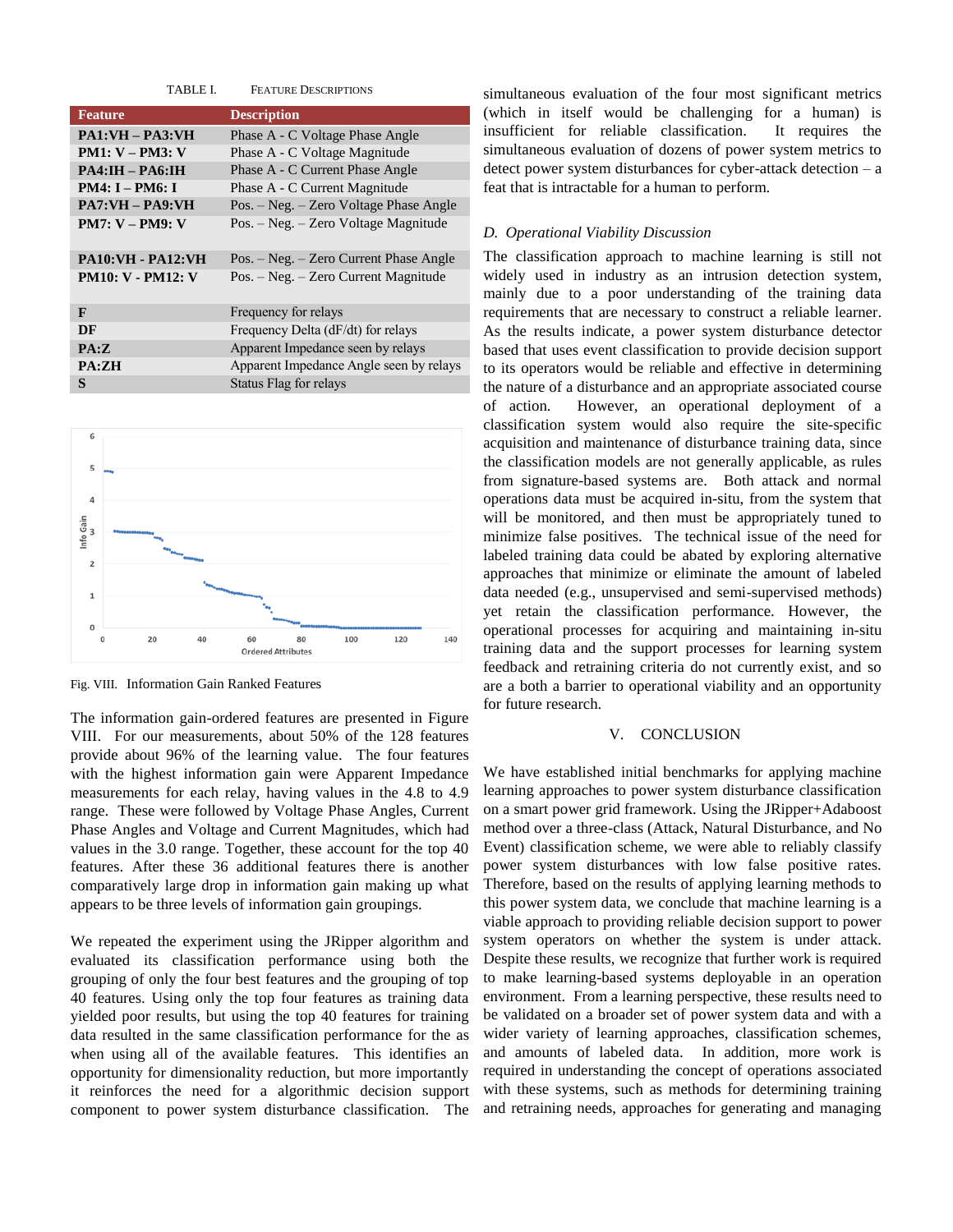TABLE I. FEATURE DESCRIPTIONS

| Feature | Description |
|---|---|
| **PA1:VH – PA3:VH** | Phase A - C Voltage Phase Angle |
| **PM1: V – PM3: V** | Phase A - C Voltage Magnitude |
| **PA4:IH – PA6:IH** | Phase A - C Current Phase Angle |
| **PM4: I – PM6: I** | Phase A - C Current Magnitude |
| **PA7:VH – PA9:VH** | Pos. – Neg. – Zero Voltage Phase Angle |
| **PM7: V – PM9: V** | Pos. – Neg. – Zero Voltage Magnitude |
| **PA10:VH - PA12:VH** | Pos. – Neg. – Zero Current Phase Angle |
| **PM10: V - PM12: V** | Pos. – Neg. – Zero Current Magnitude |
| **F** | Frequency for relays |
| **DF** | Frequency Delta (dF/dt) for relays |
| **PA:Z** | Apparent Impedance seen by relays |
| **PA:ZH** | Apparent Impedance Angle seen by relays |
| **S** | Status Flag for relays |

Fig. VIII. Information Gain Ranked Features

The information gain-ordered features are presented in Figure VIII. For our measurements, about 50% of the 128 features provide about 96% of the learning value. The four features with the highest information gain were Apparent Impedance measurements for each relay, having values in the 4.8 to 4.9 range. These were followed by Voltage Phase Angles, Current Phase Angles and Voltage and Current Magnitudes, which had values in the 3.0 range. Together, these account for the top 40 features. After these 36 additional features there is another comparatively large drop in information gain making up what appears to be three levels of information gain groupings.

We repeated the experiment using the JRipper algorithm and evaluated its classification performance using both the grouping of only the four best features and the grouping of top 40 features. Using only the top four features as training data yielded poor results, but using the top 40 features for training data resulted in the same classification performance for the as when using all of the available features. This identifies an opportunity for dimensionality reduction, but more importantly it reinforces the need for a algorithmic decision support component to power system disturbance classification. The simultaneous evaluation of the four most significant metrics (which in itself would be challenging for a human) is insufficient for reliable classification. It requires the simultaneous evaluation of dozens of power system metrics to detect power system disturbances for cyber-attack detection – a feat that is intractable for a human to perform.

### *D. Operational Viability Discussion*

The classification approach to machine learning is still not widely used in industry as an intrusion detection system, mainly due to a poor understanding of the training data requirements that are necessary to construct a reliable learner. As the results indicate, a power system disturbance detector based that uses event classification to provide decision support to its operators would be reliable and effective in determining the nature of a disturbance and an appropriate associated course of action. However, an operational deployment of a classification system would also require the site-specific acquisition and maintenance of disturbance training data, since the classification models are not generally applicable, as rules from signature-based systems are. Both attack and normal operations data must be acquired in-situ, from the system that will be monitored, and then must be appropriately tuned to minimize false positives. The technical issue of the need for labeled training data could be abated by exploring alternative approaches that minimize or eliminate the amount of labeled data needed (e.g., unsupervised and semi-supervised methods) yet retain the classification performance. However, the operational processes for acquiring and maintaining in-situ training data and the support processes for learning system feedback and retraining criteria do not currently exist, and so are a both a barrier to operational viability and an opportunity for future research.

## V. CONCLUSION

We have established initial benchmarks for applying machine learning approaches to power system disturbance classification on a smart power grid framework. Using the JRipper+Adaboost method over a three-class (Attack, Natural Disturbance, and No Event) classification scheme, we were able to reliably classify power system disturbances with low false positive rates. Therefore, based on the results of applying learning methods to this power system data, we conclude that machine learning is a viable approach to providing reliable decision support to power system operators on whether the system is under attack. Despite these results, we recognize that further work is required to make learning-based systems deployable in an operation environment. From a learning perspective, these results need to be validated on a broader set of power system data and with a wider variety of learning approaches, classification schemes, and amounts of labeled data. In addition, more work is required in understanding the concept of operations associated with these systems, such as methods for determining training and retraining needs, approaches for generating and managing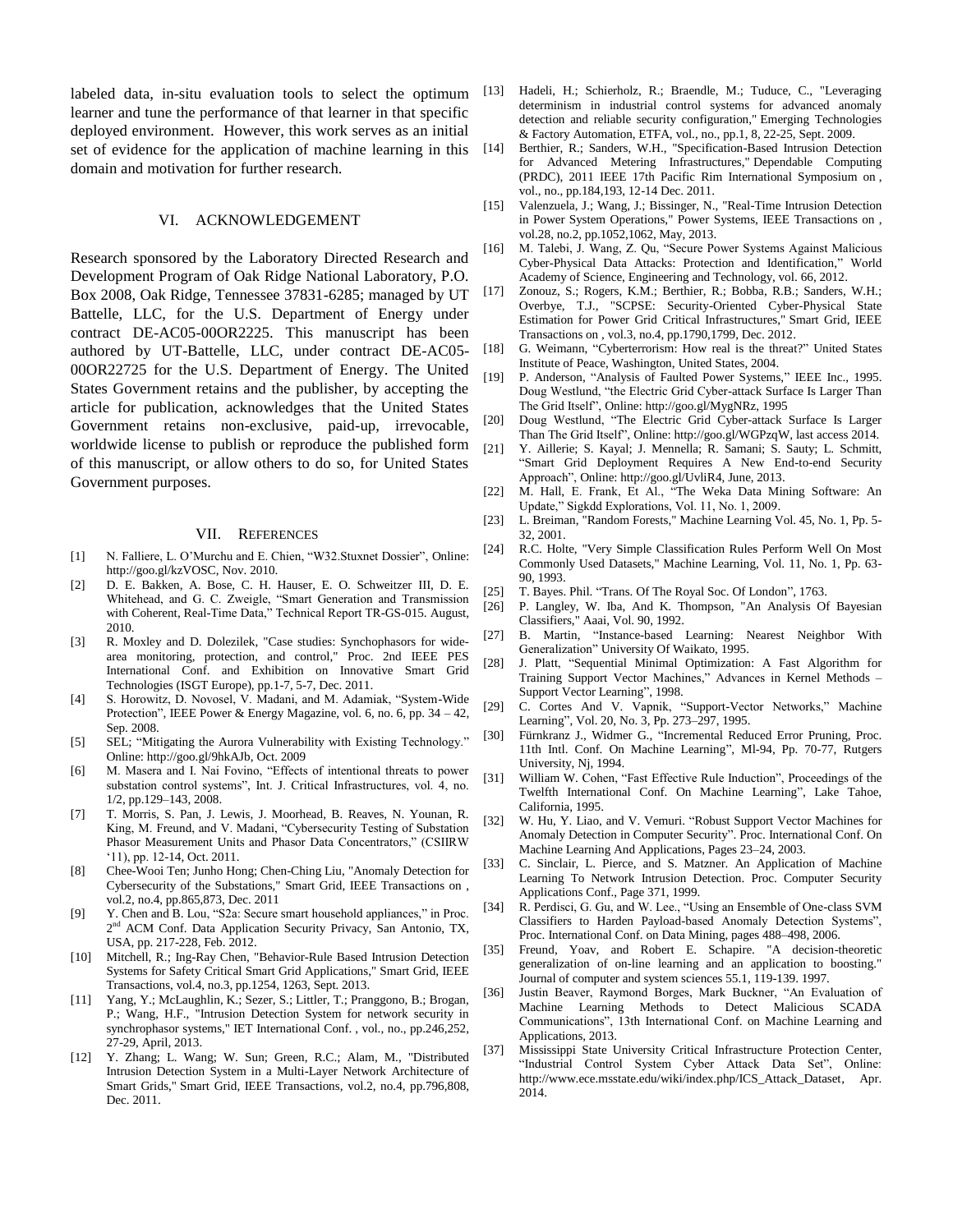labeled data, in-situ evaluation tools to select the optimum learner and tune the performance of that learner in that specific deployed environment. However, this work serves as an initial set of evidence for the application of machine learning in this domain and motivation for further research.

## VI. ACKNOWLEDGEMENT

Research sponsored by the Laboratory Directed Research and Development Program of Oak Ridge National Laboratory, P.O. Box 2008, Oak Ridge, Tennessee 37831-6285; managed by UT Battelle, LLC, for the U.S. Department of Energy under contract DE-AC05-00OR2225. This manuscript has been authored by UT-Battelle, LLC, under contract DE-AC05-00OR22725 for the U.S. Department of Energy. The United States Government retains and the publisher, by accepting the article for publication, acknowledges that the United States Government retains non-exclusive, paid-up, irrevocable, worldwide license to publish or reproduce the published form of this manuscript, or allow others to do so, for United States Government purposes.

## VII. REFERENCES

[1] N. Falliere, L. O'Murchu and E. Chien, "W32.Stuxnet Dossier", Online: http://goo.gl/kzVOSC, Nov. 2010.

[2] D. E. Bakken, A. Bose, C. H. Hauser, E. O. Schweitzer III, D. E. Whitehead, and G. C. Zweigle, "Smart Generation and Transmission with Coherent, Real-Time Data," Technical Report TR-GS-015. August, 2010.

[3] R. Moxley and D. Dolezilek, "Case studies: Synchophasors for wide-area monitoring, protection, and control," Proc. 2nd IEEE PES International Conf. and Exhibition on Innovative Smart Grid Technologies (ISGT Europe), pp.1-7, 5-7, Dec. 2011.

[4] S. Horowitz, D. Novosel, V. Madani, and M. Adamiak, "System-Wide Protection", IEEE Power & Energy Magazine, vol. 6, no. 6, pp. 34 – 42, Sep. 2008.

[5] SEL; "Mitigating the Aurora Vulnerability with Existing Technology." Online: http://goo.gl/9hkAJb, Oct. 2009

[6] M. Masera and I. Nai Fovino, "Effects of intentional threats to power substation control systems", Int. J. Critical Infrastructures, vol. 4, no. 1/2, pp.129–143, 2008.

[7] T. Morris, S. Pan, J. Lewis, J. Moorhead, B. Reaves, N. Younan, R. King, M. Freund, and V. Madani, "Cybersecurity Testing of Substation Phasor Measurement Units and Phasor Data Concentrators," (CSIIRW '11), pp. 12-14, Oct. 2011.

[8] Chee-Wooi Ten; Junho Hong; Chen-Ching Liu, "Anomaly Detection for Cybersecurity of the Substations," Smart Grid, IEEE Transactions on , vol.2, no.4, pp.865,873, Dec. 2011

[9] Y. Chen and B. Lou, "S2a: Secure smart household appliances," in Proc. 2nd ACM Conf. Data Application Security Privacy, San Antonio, TX, USA, pp. 217-228, Feb. 2012.

[10] Mitchell, R.; Ing-Ray Chen, "Behavior-Rule Based Intrusion Detection Systems for Safety Critical Smart Grid Applications," Smart Grid, IEEE Transactions, vol.4, no.3, pp.1254, 1263, Sept. 2013.

[11] Yang, Y.; McLaughlin, K.; Sezer, S.; Littler, T.; Pranggono, B.; Brogan, P.; Wang, H.F., "Intrusion Detection System for network security in synchrophasor systems," IET International Conf. , vol., no., pp.246,252, 27-29, April, 2013.

[12] Y. Zhang; L. Wang; W. Sun; Green, R.C.; Alam, M., "Distributed Intrusion Detection System in a Multi-Layer Network Architecture of Smart Grids," Smart Grid, IEEE Transactions, vol.2, no.4, pp.796,808, Dec. 2011.

[13] Hadeli, H.; Schierholz, R.; Braendle, M.; Tuduce, C., "Leveraging determinism in industrial control systems for advanced anomaly detection and reliable security configuration," Emerging Technologies & Factory Automation, ETFA, vol., no., pp.1, 8, 22-25, Sept. 2009.

[14] Berthier, R.; Sanders, W.H., "Specification-Based Intrusion Detection for Advanced Metering Infrastructures," Dependable Computing (PRDC), 2011 IEEE 17th Pacific Rim International Symposium on , vol., no., pp.184,193, 12-14 Dec. 2011.

[15] Valenzuela, J.; Wang, J.; Bissinger, N., "Real-Time Intrusion Detection in Power System Operations," Power Systems, IEEE Transactions on , vol.28, no.2, pp.1052,1062, May, 2013.

[16] M. Talebi, J. Wang, Z. Qu, "Secure Power Systems Against Malicious Cyber-Physical Data Attacks: Protection and Identification," World Academy of Science, Engineering and Technology, vol. 66, 2012.

[17] Zonouz, S.; Rogers, K.M.; Berthier, R.; Bobba, R.B.; Sanders, W.H.; Overbye, T.J., "SCPSE: Security-Oriented Cyber-Physical State Estimation for Power Grid Critical Infrastructures," Smart Grid, IEEE Transactions on , vol.3, no.4, pp.1790,1799, Dec. 2012.

[18] G. Weimann, "Cyberterrorism: How real is the threat?" United States Institute of Peace, Washington, United States, 2004.

[19] P. Anderson, "Analysis of Faulted Power Systems," IEEE Inc., 1995. Doug Westlund, "the Electric Grid Cyber-attack Surface Is Larger Than The Grid Itself", Online: http://goo.gl/MygNRz, 1995

[20] Doug Westlund, "The Electric Grid Cyber-attack Surface Is Larger Than The Grid Itself", Online: http://goo.gl/WGPzqW, last access 2014.

[21] Y. Aillerie; S. Kayal; J. Mennella; R. Samani; S. Sauty; L. Schmitt, "Smart Grid Deployment Requires A New End-to-end Security Approach", Online: http://goo.gl/UvliR4, June, 2013.

[22] M. Hall, E. Frank, Et Al., "The Weka Data Mining Software: An Update," Sigkdd Explorations, Vol. 11, No. 1, 2009.

[23] L. Breiman, "Random Forests," Machine Learning Vol. 45, No. 1, Pp. 5-32, 2001.

[24] R.C. Holte, "Very Simple Classification Rules Perform Well On Most Commonly Used Datasets," Machine Learning, Vol. 11, No. 1, Pp. 63-90, 1993.

[25] T. Bayes. Phil. "Trans. Of The Royal Soc. Of London", 1763.

[26] P. Langley, W. Iba, And K. Thompson, "An Analysis Of Bayesian Classifiers," Aaai, Vol. 90, 1992.

[27] B. Martin, "Instance-based Learning: Nearest Neighbor With Generalization" University Of Waikato, 1995.

[28] J. Platt, "Sequential Minimal Optimization: A Fast Algorithm for Training Support Vector Machines," Advances in Kernel Methods – Support Vector Learning", 1998.

[29] C. Cortes And V. Vapnik, "Support-Vector Networks," Machine Learning", Vol. 20, No. 3, Pp. 273–297, 1995.

[30] Fürnkranz J., Widmer G., "Incremental Reduced Error Pruning, Proc. 11th Intl. Conf. On Machine Learning", Ml-94, Pp. 70-77, Rutgers University, Nj, 1994.

[31] William W. Cohen, "Fast Effective Rule Induction", Proceedings of the Twelfth International Conf. On Machine Learning", Lake Tahoe, California, 1995.

[32] W. Hu, Y. Liao, and V. Vemuri. "Robust Support Vector Machines for Anomaly Detection in Computer Security". Proc. International Conf. On Machine Learning And Applications, Pages 23–24, 2003.

[33] C. Sinclair, L. Pierce, and S. Matzner. An Application of Machine Learning To Network Intrusion Detection. Proc. Computer Security Applications Conf., Page 371, 1999.

[34] R. Perdisci, G. Gu, and W. Lee., "Using an Ensemble of One-class SVM Classifiers to Harden Payload-based Anomaly Detection Systems", Proc. International Conf. on Data Mining, pages 488–498, 2006.

[35] Freund, Yoav, and Robert E. Schapire. "A decision-theoretic generalization of on-line learning and an application to boosting." Journal of computer and system sciences 55.1, 119-139. 1997.

[36] Justin Beaver, Raymond Borges, Mark Buckner, "An Evaluation of Machine Learning Methods to Detect Malicious SCADA Communications", 13th International Conf. on Machine Learning and Applications, 2013.

[37] Mississippi State University Critical Infrastructure Protection Center, "Industrial Control System Cyber Attack Data Set", Online: http://www.ece.msstate.edu/wiki/index.php/ICS_Attack_Dataset, Apr. 2014.